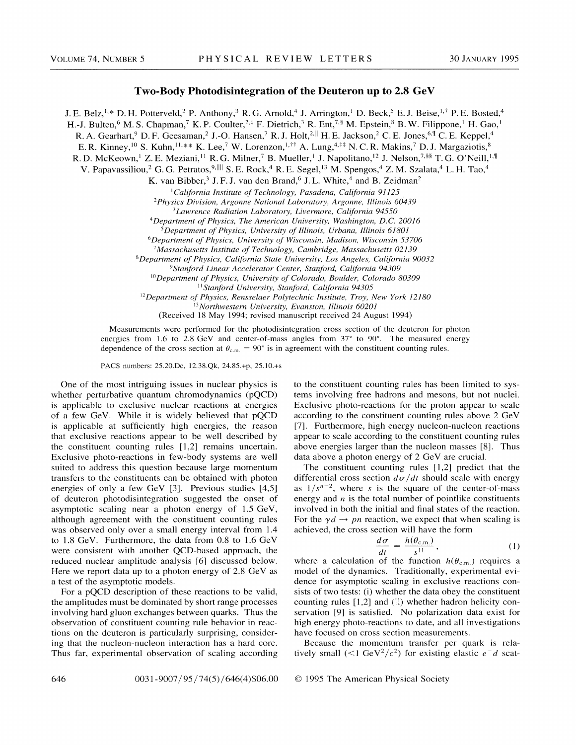# Two-Body Photodisintegration of the Deuteron up to 2.8 GeV

J. E. Belz,[1,*] D. H. Potterveld,[2] P. Anthony,[3] R. G. Arnold,[4] J. Arrington,[1] D. Beck,[5] E. J. Beise,[1,†] P. E. Bosted,[4] H.-J. Bulten,[6] M. S. Chapman,[7] K. P. Coulter,[2,‡] F. Dietrich,[3] R. Ent,[7,§] M. Epstein,[8] B. W. Filippone,[1] H. Gao,[1] R. A. Gearhart,[9] D. F. Geesaman,[2] J.-O. Hansen,[7] R. J. Holt,[2,∥] H. E. Jackson,[2] C. E. Jones,[6,¶] C. E. Keppel,[4] E. R. Kinney,[10] S. Kuhn,[11,**] K. Lee,[7] W. Lorenzon,[1,††] A. Lung,[4,‡‡] N. C. R. Makins,[7] D. J. Margaziotis,[8] R. D. McKeown,[1] Z. E. Meziani,[11] R. G. Milner,[7] B. Mueller,[1] J. Napolitano,[12] J. Nelson,[7,§§] T. G. O'Neill,[1,¶] V. Papavassiliou,[2] G. G. Petratos,[9,∥∥] S. E. Rock,[4] R. E. Segel,[13] M. Spengos,[4] Z. M. Szalata,[4] L. H. Tao,[4] K. van Bibber,[3] J. F. J. van den Brand,[6] J. L. White,[4] and B. Zeidman[2]

[1]*California Institute of Technology, Pasadena, California 91125*
[2]*Physics Division, Argonne National Laboratory, Argonne, Illinois 60439*
[3]*Lawrence Radiation Laboratory, Livermore, California 94550*
[4]*Department of Physics, The American University, Washington, D.C. 20016*
[5]*Department of Physics, University of Illinois, Urbana, Illinois 61801*
[6]*Department of Physics, University of Wisconsin, Madison, Wisconsin 53706*
[7]*Massachusetts Institute of Technology, Cambridge, Massachusetts 02139*
[8]*Department of Physics, California State University, Los Angeles, California 90032*
[9]*Stanford Linear Accelerator Center, Stanford, California 94309*
[10]*Department of Physics, University of Colorado, Boulder, Colorado 80309*
[11]*Stanford University, Stanford, California 94305*
[12]*Department of Physics, Rensselaer Polytechnic Institute, Troy, New York 12180*
[13]*Northwestern University, Evanston, Illinois 60201*

(Received 18 May 1994; revised manuscript received 24 August 1994)

Measurements were performed for the photodisintegration cross section of the deuteron for photon energies from 1.6 to 2.8 GeV and center-of-mass angles from 37° to 90°. The measured energy dependence of the cross section at $\theta_{c.m.} = 90°$ is in agreement with the constituent counting rules.

PACS numbers: 25.20.Dc, 12.38.Qk, 24.85.+p, 25.10.+s

One of the most intriguing issues in nuclear physics is whether perturbative quantum chromodynamics (pQCD) is applicable to exclusive nuclear reactions at energies of a few GeV. While it is widely believed that pQCD is applicable at sufficiently high energies, the reason that exclusive reactions appear to be well described by the constituent counting rules [1,2] remains uncertain. Exclusive photo-reactions in few-body systems are well suited to address this question because large momentum transfers to the constituents can be obtained with photon energies of only a few GeV [3]. Previous studies [4,5] of deuteron photodisintegration suggested the onset of asymptotic scaling near a photon energy of 1.5 GeV, although agreement with the constituent counting rules was observed only over a small energy interval from 1.4 to 1.8 GeV. Furthermore, the data from 0.8 to 1.6 GeV were consistent with another QCD-based approach, the reduced nuclear amplitude analysis [6] discussed below. Here we report data up to a photon energy of 2.8 GeV as a test of the asymptotic models.

For a pQCD description of these reactions to be valid, the amplitudes must be dominated by short range processes involving hard gluon exchanges between quarks. Thus the observation of constituent counting rule behavior in reactions on the deuteron is particularly surprising, considering that the nucleon-nucleon interaction has a hard core. Thus far, experimental observation of scaling according to the constituent counting rules has been limited to systems involving free hadrons and mesons, but not nuclei. Exclusive photo-reactions for the proton appear to scale according to the constituent counting rules above 2 GeV [7]. Furthermore, high energy nucleon-nucleon reactions appear to scale according to the constituent counting rules above energies larger than the nucleon masses [8]. Thus data above a photon energy of 2 GeV are crucial.

The constituent counting rules [1,2] predict that the differential cross section $d\sigma/dt$ should scale with energy as $1/s^{n-2}$, where $s$ is the square of the center-of-mass energy and $n$ is the total number of pointlike constituents involved in both the initial and final states of the reaction. For the $\gamma d \rightarrow pn$ reaction, we expect that when scaling is achieved, the cross section will have the form

$$\frac{d\sigma}{dt} = \frac{h(\theta_{c.m.})}{s^{11}}, \tag{1}$$

where a calculation of the function $h(\theta_{c.m.})$ requires a model of the dynamics. Traditionally, experimental evidence for asymptotic scaling in exclusive reactions consists of two tests: (i) whether the data obey the constituent counting rules [1,2] and (ii) whether hadron helicity conservation [9] is satisfied. No polarization data exist for high energy photo-reactions to date, and all investigations have focused on cross section measurements.

Because the momentum transfer per quark is relatively small ($<1$ GeV$^2/c^2$) for existing elastic $e^-d$ scat-

0031-9007/95/74(5)/646(4)$06.00 © 1995 The American Physical Society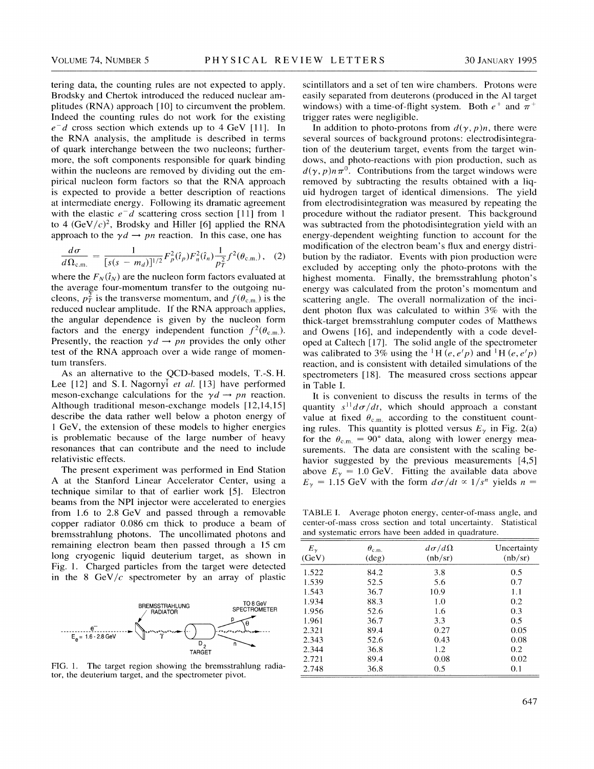tering data, the counting rules are not expected to apply. Brodsky and Chertok introduced the reduced nuclear amplitudes (RNA) approach [10] to circumvent the problem. Indeed the counting rules do not work for the existing $e^-d$ cross section which extends up to 4 GeV [11]. In the RNA analysis, the amplitude is described in terms of quark interchange between the two nucleons; furthermore, the soft components responsible for quark binding within the nucleons are removed by dividing out the empirical nucleon form factors so that the RNA approach is expected to provide a better description of reactions at intermediate energy. Following its dramatic agreement with the elastic $e^-d$ scattering cross section [11] from 1 to 4 $(\mathrm{GeV}/c)^2$, Brodsky and Hiller [6] applied the RNA approach to the $\gamma d \rightarrow pn$ reaction. In this case, one has

$$\frac{d\sigma}{d\Omega_{\mathrm{c.m.}}} = \frac{1}{[s(s - m_d)]^{1/2}} F_p^2(\hat{t}_p) F_n^2(\hat{t}_n) \frac{1}{p_T^2} f^2(\theta_{\mathrm{c.m.}}), \quad (2)$$

where the $F_N(\hat{t}_N)$ are the nucleon form factors evaluated at the average four-momentum transfer to the outgoing nucleons, $p_T^2$ is the transverse momentum, and $f(\theta_{\mathrm{c.m.}})$ is the reduced nuclear amplitude. If the RNA approach applies, the angular dependence is given by the nucleon form factors and the energy independent function $f^2(\theta_{\mathrm{c.m.}})$. Presently, the reaction $\gamma d \rightarrow pn$ provides the only other test of the RNA approach over a wide range of momentum transfers.

As an alternative to the QCD-based models, T.-S. H. Lee [12] and S. I. Nagornyĭ *et al.* [13] have performed meson-exchange calculations for the $\gamma d \rightarrow pn$ reaction. Although traditional meson-exchange models [12,14,15] describe the data rather well below a photon energy of 1 GeV, the extension of these models to higher energies is problematic because of the large number of heavy resonances that can contribute and the need to include relativistic effects.

The present experiment was performed in End Station A at the Stanford Linear Accelerator Center, using a technique similar to that of earlier work [5]. Electron beams from the NPI injector were accelerated to energies from 1.6 to 2.8 GeV and passed through a removable copper radiator 0.086 cm thick to produce a beam of bremsstrahlung photons. The uncollimated photons and remaining electron beam then passed through a 15 cm long cryogenic liquid deuterium target, as shown in Fig. 1. Charged particles from the target were detected in the 8 GeV/$c$ spectrometer by an array of plastic scintillators and a set of ten wire chambers. Protons were easily separated from deuterons (produced in the Al target windows) with a time-of-flight system. Both $e^+$ and $\pi^+$ trigger rates were negligible.

FIG. 1. The target region showing the bremsstrahlung radiator, the deuterium target, and the spectrometer pivot.

In addition to photo-protons from $d(\gamma, p)n$, there were several sources of background protons: electrodisintegration of the deuterium target, events from the target windows, and photo-reactions with pion production, such as $d(\gamma, p)n\pi^0$. Contributions from the target windows were removed by subtracting the results obtained with a liquid hydrogen target of identical dimensions. The yield from electrodisintegration was measured by repeating the procedure without the radiator present. This background was subtracted from the photodisintegration yield with an energy-dependent weighting function to account for the modification of the electron beam's flux and energy distribution by the radiator. Events with pion production were excluded by accepting only the photo-protons with the highest momenta. Finally, the bremsstrahlung photon's energy was calculated from the proton's momentum and scattering angle. The overall normalization of the incident photon flux was calculated to within 3% with the thick-target bremsstrahlung computer codes of Matthews and Owens [16], and independently with a code developed at Caltech [17]. The solid angle of the spectrometer was calibrated to 3% using the $^1\mathrm{H}(e, e'p)$ and $^1\mathrm{H}(e, e'p)$ reaction, and is consistent with detailed simulations of the spectrometers [18]. The measured cross sections appear in Table I.

It is convenient to discuss the results in terms of the quantity $s^{11} d\sigma/dt$, which should approach a constant value at fixed $\theta_{\mathrm{c.m.}}$ according to the constituent counting rules. This quantity is plotted versus $E_\gamma$ in Fig. 2(a) for the $\theta_{\mathrm{c.m.}} = 90°$ data, along with lower energy measurements. The data are consistent with the scaling behavior suggested by the previous measurements [4,5] above $E_\gamma = 1.0$ GeV. Fitting the available data above $E_\gamma = 1.15$ GeV with the form $d\sigma/dt \propto 1/s^n$ yields $n =$

TABLE I. Average photon energy, center-of-mass angle, and center-of-mass cross section and total uncertainty. Statistical and systematic errors have been added in quadrature.

| $E_\gamma$ (GeV) | $\theta_{\mathrm{c.m.}}$ (deg) | $d\sigma/d\Omega$ (nb/sr) | Uncertainty (nb/sr) |
|---|---|---|---|
| 1.522 | 84.2 | 3.8 | 0.5 |
| 1.539 | 52.5 | 5.6 | 0.7 |
| 1.543 | 36.7 | 10.9 | 1.1 |
| 1.934 | 88.3 | 1.0 | 0.2 |
| 1.956 | 52.6 | 1.6 | 0.3 |
| 1.961 | 36.7 | 3.3 | 0.5 |
| 2.321 | 89.4 | 0.27 | 0.05 |
| 2.343 | 52.6 | 0.43 | 0.08 |
| 2.344 | 36.8 | 1.2 | 0.2 |
| 2.721 | 89.4 | 0.08 | 0.02 |
| 2.748 | 36.8 | 0.5 | 0.1 |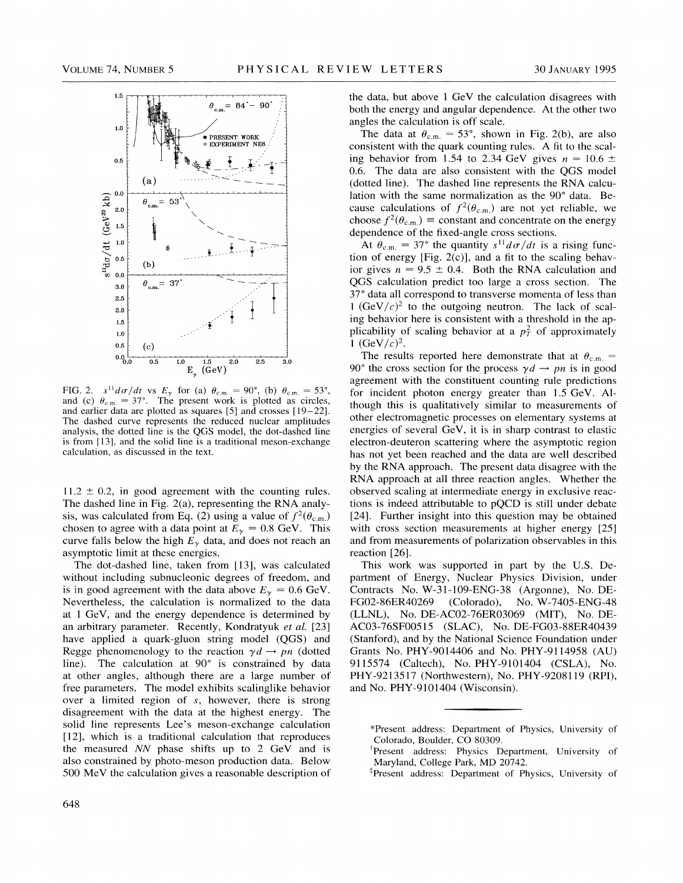FIG. 2. $s^{11}d\sigma/dt$ vs $E_\gamma$ for (a) $\theta_{\rm c.m.} = 90°$, (b) $\theta_{\rm c.m.} = 53°$, and (c) $\theta_{\rm c.m.} = 37°$. The present work is plotted as circles, and earlier data are plotted as squares [5] and crosses [19–22]. The dashed curve represents the reduced nuclear amplitudes analysis, the dotted line is the QGS model, the dot-dashed line is from [13], and the solid line is a traditional meson-exchange calculation, as discussed in the text.

$11.2 \pm 0.2$, in good agreement with the counting rules. The dashed line in Fig. 2(a), representing the RNA analysis, was calculated from Eq. (2) using a value of $f^2(\theta_{\rm c.m.})$ chosen to agree with a data point at $E_\gamma = 0.8$ GeV. This curve falls below the high $E_\gamma$ data, and does not reach an asymptotic limit at these energies.

The dot-dashed line, taken from [13], was calculated without including subnucleonic degrees of freedom, and is in good agreement with the data above $E_\gamma = 0.6$ GeV. Nevertheless, the calculation is normalized to the data at 1 GeV, and the energy dependence is determined by an arbitrary parameter. Recently, Kondratyuk *et al.* [23] have applied a quark-gluon string model (QGS) and Regge phenomenology to the reaction $\gamma d \rightarrow pn$ (dotted line). The calculation at 90° is constrained by data at other angles, although there are a large number of free parameters. The model exhibits scalinglike behavior over a limited region of $s$, however, there is strong disagreement with the data at the highest energy. The solid line represents Lee's meson-exchange calculation [12], which is a traditional calculation that reproduces the measured *NN* phase shifts up to 2 GeV and is also constrained by photo-meson production data. Below 500 MeV the calculation gives a reasonable description of the data, but above 1 GeV the calculation disagrees with both the energy and angular dependence. At the other two angles the calculation is off scale.

The data at $\theta_{\rm c.m.} = 53°$, shown in Fig. 2(b), are also consistent with the quark counting rules. A fit to the scaling behavior from 1.54 to 2.34 GeV gives $n = 10.6 \pm 0.6$. The data are also consistent with the QGS model (dotted line). The dashed line represents the RNA calculation with the same normalization as the 90° data. Because calculations of $f^2(\theta_{\rm c.m.})$ are not yet reliable, we choose $f^2(\theta_{\rm c.m.}) \equiv$ constant and concentrate on the energy dependence of the fixed-angle cross sections.

At $\theta_{\rm c.m.} = 37°$ the quantity $s^{11}d\sigma/dt$ is a rising function of energy [Fig. 2(c)], and a fit to the scaling behavior gives $n = 9.5 \pm 0.4$. Both the RNA calculation and QGS calculation predict too large a cross section. The 37° data all correspond to transverse momenta of less than 1 $({\rm GeV}/c)^2$ to the outgoing neutron. The lack of scaling behavior here is consistent with a threshold in the applicability of scaling behavior at a $p_T^2$ of approximately 1 $({\rm GeV}/c)^2$.

The results reported here demonstrate that at $\theta_{\rm c.m.} = 90°$ the cross section for the process $\gamma d \rightarrow pn$ is in good agreement with the constituent counting rule predictions for incident photon energy greater than 1.5 GeV. Although this is qualitatively similar to measurements of other electromagnetic processes on elementary systems at energies of several GeV, it is in sharp contrast to elastic electron-deuteron scattering where the asymptotic region has not yet been reached and the data are well described by the RNA approach. The present data disagree with the RNA approach at all three reaction angles. Whether the observed scaling at intermediate energy in exclusive reactions is indeed attributable to pQCD is still under debate [24]. Further insight into this question may be obtained with cross section measurements at higher energy [25] and from measurements of polarization observables in this reaction [26].

This work was supported in part by the U.S. Department of Energy, Nuclear Physics Division, under Contracts No. W-31-109-ENG-38 (Argonne), No. DE-FG02-86ER40269 (Colorado), No. W-7405-ENG-48 (LLNL), No. DE-AC02-76ER03069 (MIT), No. DE-AC03-76SF00515 (SLAC), No. DE-FG03-88ER40439 (Stanford), and by the National Science Foundation under Grants No. PHY-9014406 and No. PHY-9114958 (AU) 9115574 (Caltech), No. PHY-9101404 (CSLA), No. PHY-9213517 (Northwestern), No. PHY-9208119 (RPI), and No. PHY-9101404 (Wisconsin).

---

*Present address: Department of Physics, University of Colorado, Boulder, CO 80309.

†Present address: Physics Department, University of Maryland, College Park, MD 20742.

‡Present address: Department of Physics, University of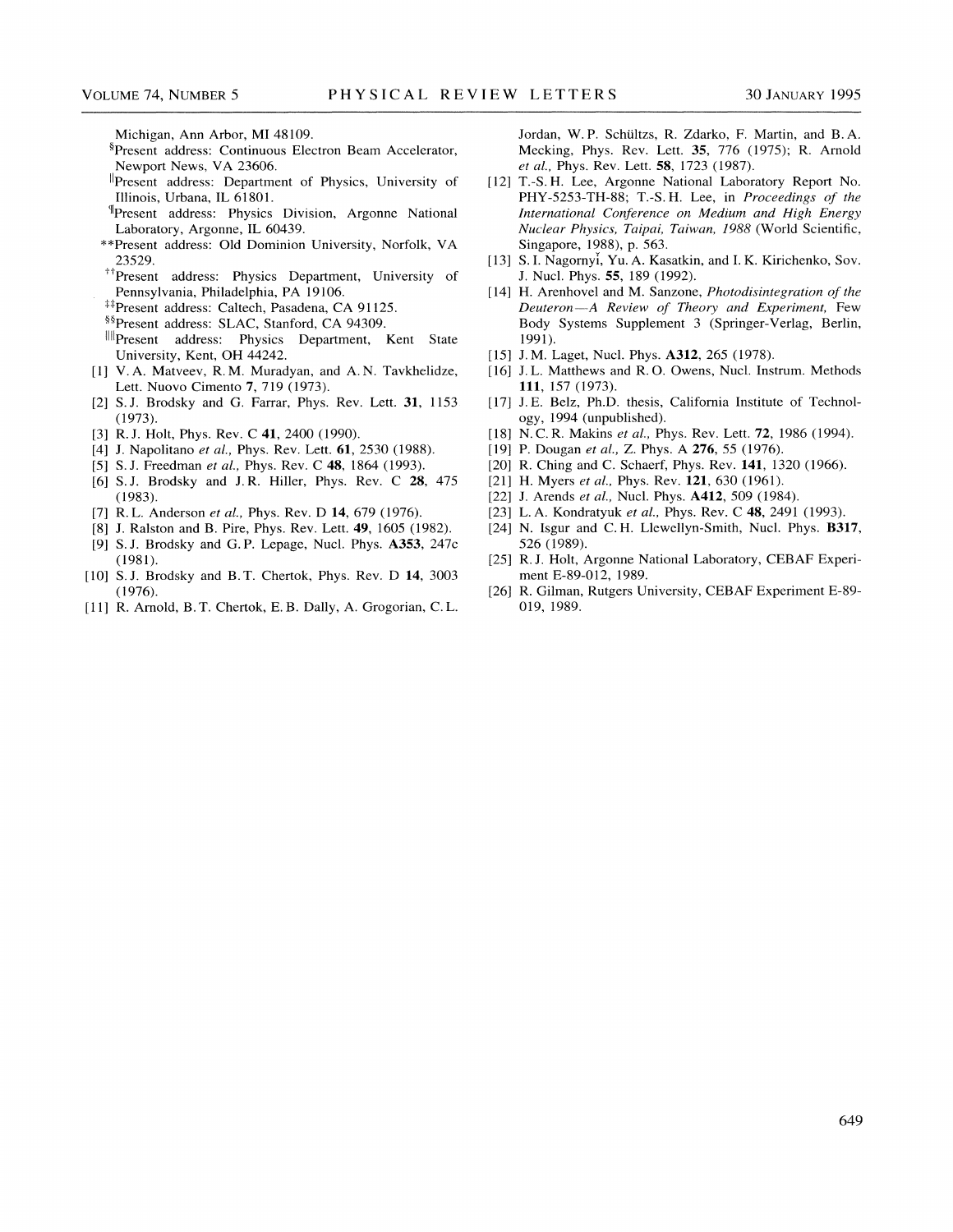Michigan, Ann Arbor, MI 48109.

[§]Present address: Continuous Electron Beam Accelerator, Newport News, VA 23606.

[||]Present address: Department of Physics, University of Illinois, Urbana, IL 61801.

[¶]Present address: Physics Division, Argonne National Laboratory, Argonne, IL 60439.

[**]Present address: Old Dominion University, Norfolk, VA 23529.

[††]Present address: Physics Department, University of Pennsylvania, Philadelphia, PA 19106.

[‡‡]Present address: Caltech, Pasadena, CA 91125.

[§§]Present address: SLAC, Stanford, CA 94309.

[||||]Present address: Physics Department, Kent State University, Kent, OH 44242.

[1] V.A. Matveev, R.M. Muradyan, and A.N. Tavkhelidze, Lett. Nuovo Cimento **7**, 719 (1973).

[2] S.J. Brodsky and G. Farrar, Phys. Rev. Lett. **31**, 1153 (1973).

[3] R.J. Holt, Phys. Rev. C **41**, 2400 (1990).

[4] J. Napolitano *et al.,* Phys. Rev. Lett. **61**, 2530 (1988).

[5] S.J. Freedman *et al.,* Phys. Rev. C **48**, 1864 (1993).

[6] S.J. Brodsky and J.R. Hiller, Phys. Rev. C **28**, 475 (1983).

[7] R.L. Anderson *et al.,* Phys. Rev. D **14**, 679 (1976).

[8] J. Ralston and B. Pire, Phys. Rev. Lett. **49**, 1605 (1982).

[9] S.J. Brodsky and G.P. Lepage, Nucl. Phys. **A353**, 247c (1981).

[10] S.J. Brodsky and B.T. Chertok, Phys. Rev. D **14**, 3003 (1976).

[11] R. Arnold, B.T. Chertok, E.B. Dally, A. Grogorian, C.L. Jordan, W.P. Schültzs, R. Zdarko, F. Martin, and B.A. Mecking, Phys. Rev. Lett. **35**, 776 (1975); R. Arnold *et al.,* Phys. Rev. Lett. **58**, 1723 (1987).

[12] T.-S.H. Lee, Argonne National Laboratory Report No. PHY-5253-TH-88; T.-S.H. Lee, in *Proceedings of the International Conference on Medium and High Energy Nuclear Physics, Taipai, Taiwan, 1988* (World Scientific, Singapore, 1988), p. 563.

[13] S.I. Nagornyi, Yu. A. Kasatkin, and I.K. Kirichenko, Sov. J. Nucl. Phys. **55**, 189 (1992).

[14] H. Arenhovel and M. Sanzone, *Photodisintegration of the Deuteron—A Review of Theory and Experiment,* Few Body Systems Supplement 3 (Springer-Verlag, Berlin, 1991).

[15] J.M. Laget, Nucl. Phys. **A312**, 265 (1978).

[16] J.L. Matthews and R.O. Owens, Nucl. Instrum. Methods **111**, 157 (1973).

[17] J.E. Belz, Ph.D. thesis, California Institute of Technology, 1994 (unpublished).

[18] N.C.R. Makins *et al.,* Phys. Rev. Lett. **72**, 1986 (1994).

[19] P. Dougan *et al.,* Z. Phys. A **276**, 55 (1976).

[20] R. Ching and C. Schaerf, Phys. Rev. **141**, 1320 (1966).

[21] H. Myers *et al.,* Phys. Rev. **121**, 630 (1961).

[22] J. Arends *et al.,* Nucl. Phys. **A412**, 509 (1984).

[23] L.A. Kondratyuk *et al.,* Phys. Rev. C **48**, 2491 (1993).

[24] N. Isgur and C.H. Llewellyn-Smith, Nucl. Phys. **B317**, 526 (1989).

[25] R.J. Holt, Argonne National Laboratory, CEBAF Experiment E-89-012, 1989.

[26] R. Gilman, Rutgers University, CEBAF Experiment E-89-019, 1989.